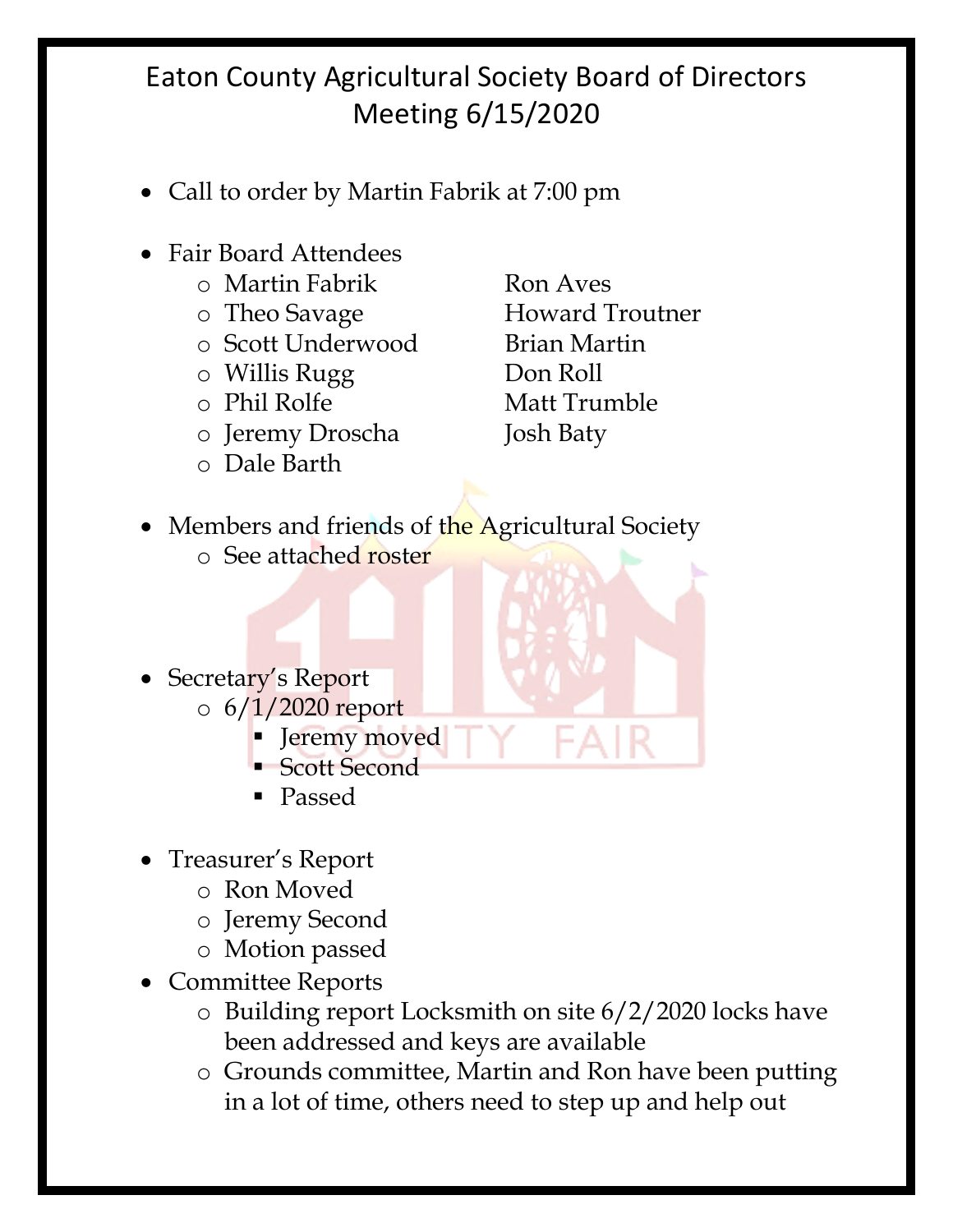# Eaton County Agricultural Society Board of Directors Meeting 6/15/2020

- Call to order by Martin Fabrik at 7:00 pm

- Fair Board Attendees
  - Martin Fabrik
  - Theo Savage
  - Scott Underwood
  - Willis Rugg
  - Phil Rolfe
  - Jeremy Droscha
  - Dale Barth
  - Ron Aves
  - Howard Troutner
  - Brian Martin
  - Don Roll
  - Matt Trumble
  - Josh Baty

- Members and friends of the Agricultural Society
  - See attached roster

- Secretary's Report
  - 6/1/2020 report
    - Jeremy moved
    - Scott Second
    - Passed

- Treasurer's Report
  - Ron Moved
  - Jeremy Second
  - Motion passed
- Committee Reports
  - Building report Locksmith on site 6/2/2020 locks have been addressed and keys are available
  - Grounds committee, Martin and Ron have been putting in a lot of time, others need to step up and help out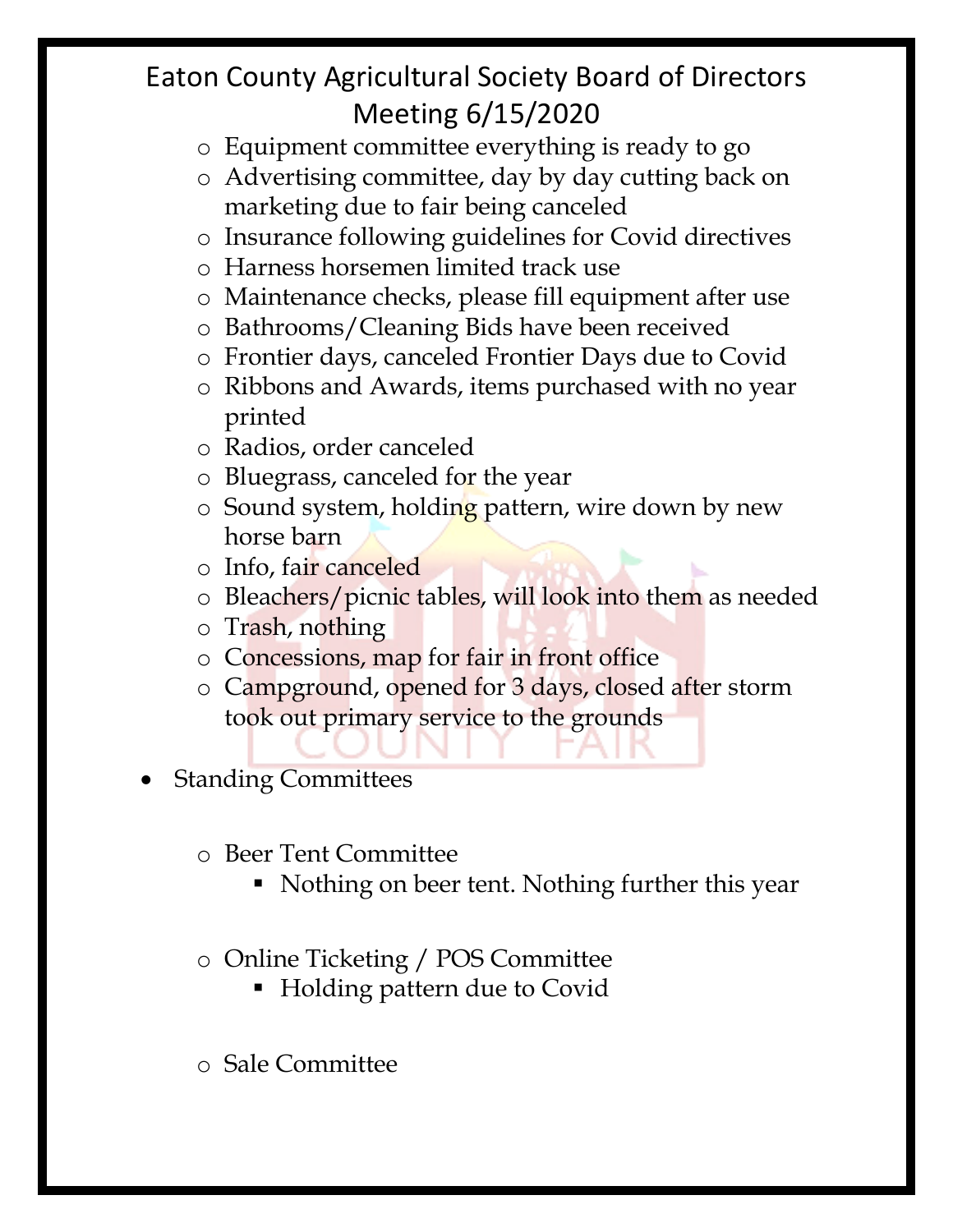# Eaton County Agricultural Society Board of Directors Meeting 6/15/2020

- Equipment committee everything is ready to go
- Advertising committee, day by day cutting back on marketing due to fair being canceled
- Insurance following guidelines for Covid directives
- Harness horsemen limited track use
- Maintenance checks, please fill equipment after use
- Bathrooms/Cleaning Bids have been received
- Frontier days, canceled Frontier Days due to Covid
- Ribbons and Awards, items purchased with no year printed
- Radios, order canceled
- Bluegrass, canceled for the year
- Sound system, holding pattern, wire down by new horse barn
- Info, fair canceled
- Bleachers/picnic tables, will look into them as needed
- Trash, nothing
- Concessions, map for fair in front office
- Campground, opened for 3 days, closed after storm took out primary service to the grounds

- Standing Committees
  - Beer Tent Committee
    - Nothing on beer tent. Nothing further this year
  - Online Ticketing / POS Committee
    - Holding pattern due to Covid
  - Sale Committee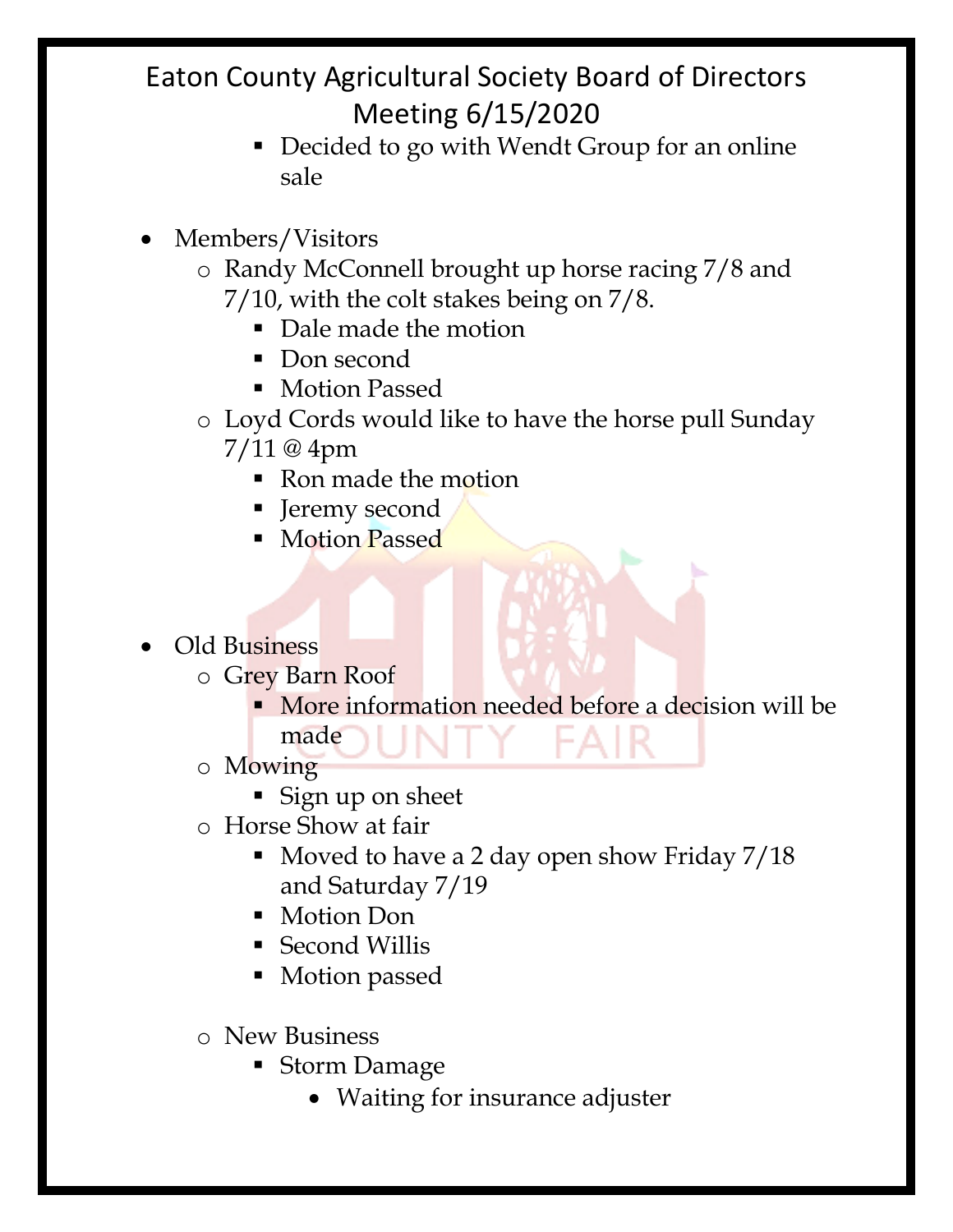Eaton County Agricultural Society Board of Directors Meeting 6/15/2020

        - Decided to go with Wendt Group for an online sale

- Members/Visitors
    - Randy McConnell brought up horse racing 7/8 and 7/10, with the colt stakes being on 7/8.
        - Dale made the motion
        - Don second
        - Motion Passed
    - Loyd Cords would like to have the horse pull Sunday 7/11 @ 4pm
        - Ron made the motion
        - Jeremy second
        - Motion Passed

- Old Business
    - Grey Barn Roof
        - More information needed before a decision will be made
    - Mowing
        - Sign up on sheet
    - Horse Show at fair
        - Moved to have a 2 day open show Friday 7/18 and Saturday 7/19
        - Motion Don
        - Second Willis
        - Motion passed

    - New Business
        - Storm Damage
            - Waiting for insurance adjuster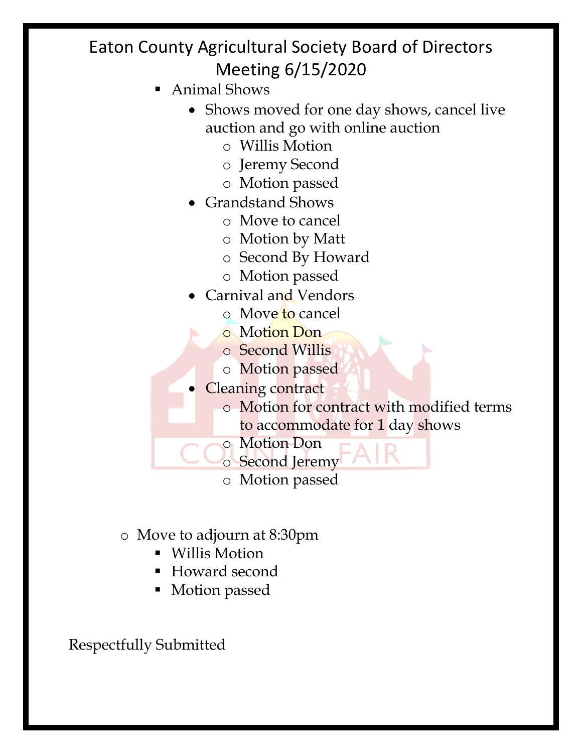# Eaton County Agricultural Society Board of Directors Meeting 6/15/2020

- Animal Shows
  - Shows moved for one day shows, cancel live auction and go with online auction
    - Willis Motion
    - Jeremy Second
    - Motion passed
  - Grandstand Shows
    - Move to cancel
    - Motion by Matt
    - Second By Howard
    - Motion passed
  - Carnival and Vendors
    - Move to cancel
    - Motion Don
    - Second Willis
    - Motion passed
  - Cleaning contract
    - Motion for contract with modified terms to accommodate for 1 day shows
    - Motion Don
    - Second Jeremy
    - Motion passed

- Move to adjourn at 8:30pm
  - Willis Motion
  - Howard second
  - Motion passed

Respectfully Submitted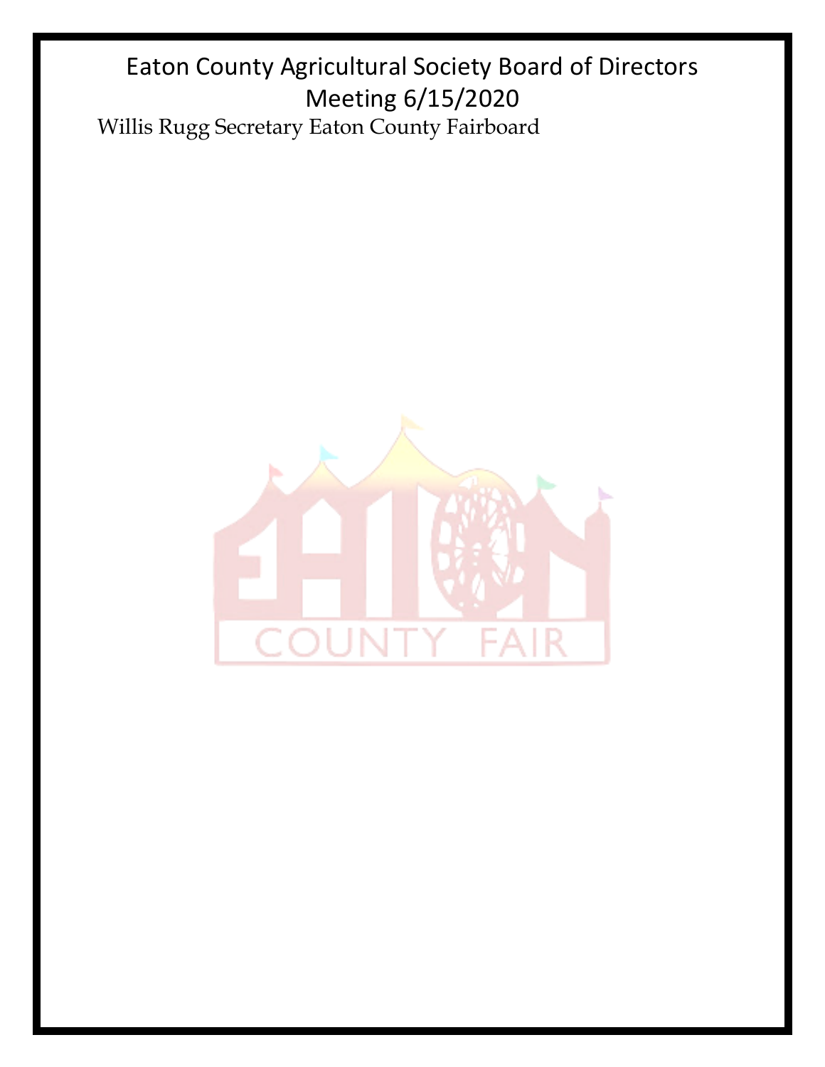Eaton County Agricultural Society Board of Directors
Meeting 6/15/2020

Willis Rugg Secretary Eaton County Fairboard